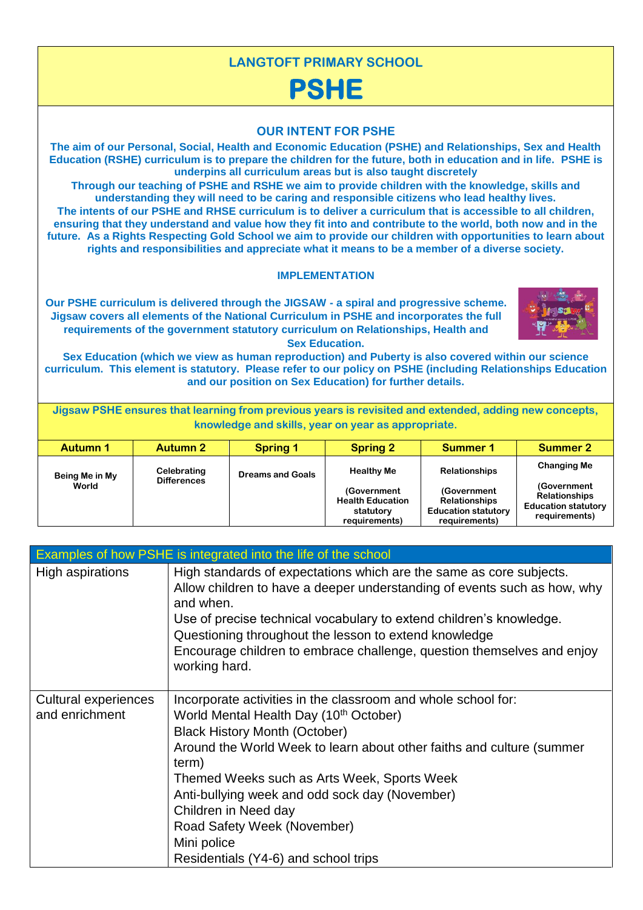# LANGTOFT PRIMARY SCHOOL

# PSHE

## OUR INTENT FOR PSHE

**The aim of our Personal, Social, Health and Economic Education (PSHE) and Relationships, Sex and Health Education (RSHE) curriculum is to prepare the children for the future, both in education and in life. PSHE is underpins all curriculum areas but is also taught discretely**

**Through our teaching of PSHE and RSHE we aim to provide children with the knowledge, skills and understanding they will need to be caring and responsible citizens who lead healthy lives.**

**The intents of our PSHE and RHSE curriculum is to deliver a curriculum that is accessible to all children, ensuring that they understand and value how they fit into and contribute to the world, both now and in the future. As a Rights Respecting Gold School we aim to provide our children with opportunities to learn about rights and responsibilities and appreciate what it means to be a member of a diverse society.**

## IMPLEMENTATION

**Our PSHE curriculum is delivered through the JIGSAW - a spiral and progressive scheme. Jigsaw covers all elements of the National Curriculum in PSHE and incorporates the full requirements of the government statutory curriculum on Relationships, Health and Sex Education.**

**Sex Education (which we view as human reproduction) and Puberty is also covered within our science curriculum. This element is statutory. Please refer to our policy on PSHE (including Relationships Education and our position on Sex Education) for further details.**

**Jigsaw PSHE ensures that learning from previous years is revisited and extended, adding new concepts, knowledge and skills, year on year as appropriate.**

| Autumn 1 | Autumn 2 | Spring 1 | Spring 2 | Summer 1 | Summer 2 |
|---|---|---|---|---|---|
| Being Me in My World | Celebrating Differences | Dreams and Goals | Healthy Me<br><br>(Government Health Education statutory requirements) | Relationships<br><br>(Government Relationships Education statutory requirements) | Changing Me<br><br>(Government Relationships Education statutory requirements) |

| Examples of how PSHE is integrated into the life of the school | |
|---|---|
| High aspirations | High standards of expectations which are the same as core subjects.<br>Allow children to have a deeper understanding of events such as how, why and when.<br>Use of precise technical vocabulary to extend children's knowledge.<br>Questioning throughout the lesson to extend knowledge<br>Encourage children to embrace challenge, question themselves and enjoy working hard. |
| Cultural experiences and enrichment | Incorporate activities in the classroom and whole school for:<br>World Mental Health Day (10th October)<br>Black History Month (October)<br>Around the World Week to learn about other faiths and culture (summer term)<br>Themed Weeks such as Arts Week, Sports Week<br>Anti-bullying week and odd sock day (November)<br>Children in Need day<br>Road Safety Week (November)<br>Mini police<br>Residentials (Y4-6) and school trips |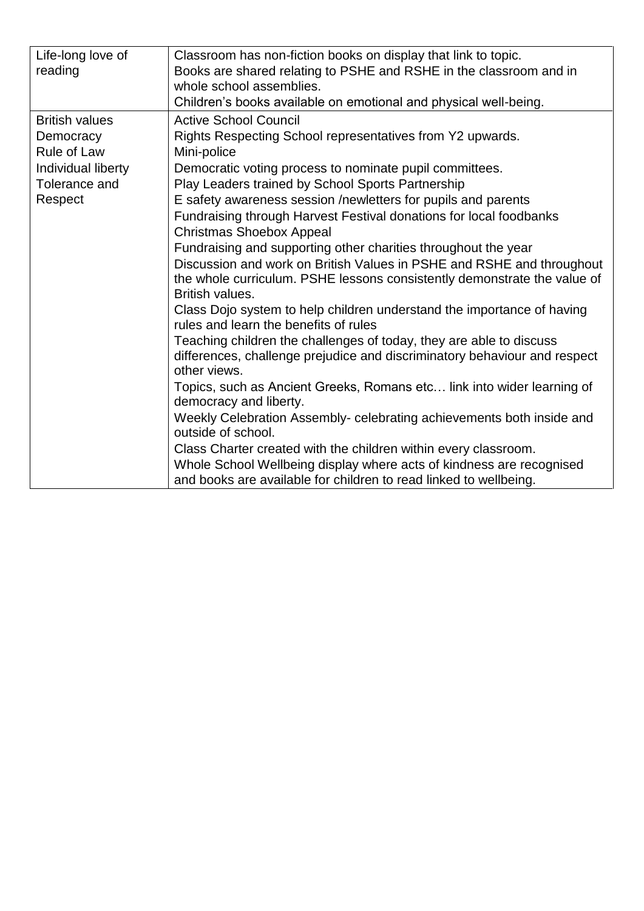| | |
|---|---|
| Life-long love of reading | Classroom has non-fiction books on display that link to topic.<br>Books are shared relating to PSHE and RSHE in the classroom and in whole school assemblies.<br>Children's books available on emotional and physical well-being. |
| British values<br>Democracy<br>Rule of Law<br>Individual liberty<br>Tolerance and Respect | Active School Council<br>Rights Respecting School representatives from Y2 upwards.<br>Mini-police<br>Democratic voting process to nominate pupil committees.<br>Play Leaders trained by School Sports Partnership<br>E safety awareness session /newletters for pupils and parents<br>Fundraising through Harvest Festival donations for local foodbanks<br>Christmas Shoebox Appeal<br>Fundraising and supporting other charities throughout the year<br>Discussion and work on British Values in PSHE and RSHE and throughout the whole curriculum. PSHE lessons consistently demonstrate the value of British values.<br>Class Dojo system to help children understand the importance of having rules and learn the benefits of rules<br>Teaching children the challenges of today, they are able to discuss differences, challenge prejudice and discriminatory behaviour and respect other views.<br>Topics, such as Ancient Greeks, Romans etc… link into wider learning of democracy and liberty.<br>Weekly Celebration Assembly- celebrating achievements both inside and outside of school.<br>Class Charter created with the children within every classroom.<br>Whole School Wellbeing display where acts of kindness are recognised and books are available for children to read linked to wellbeing. |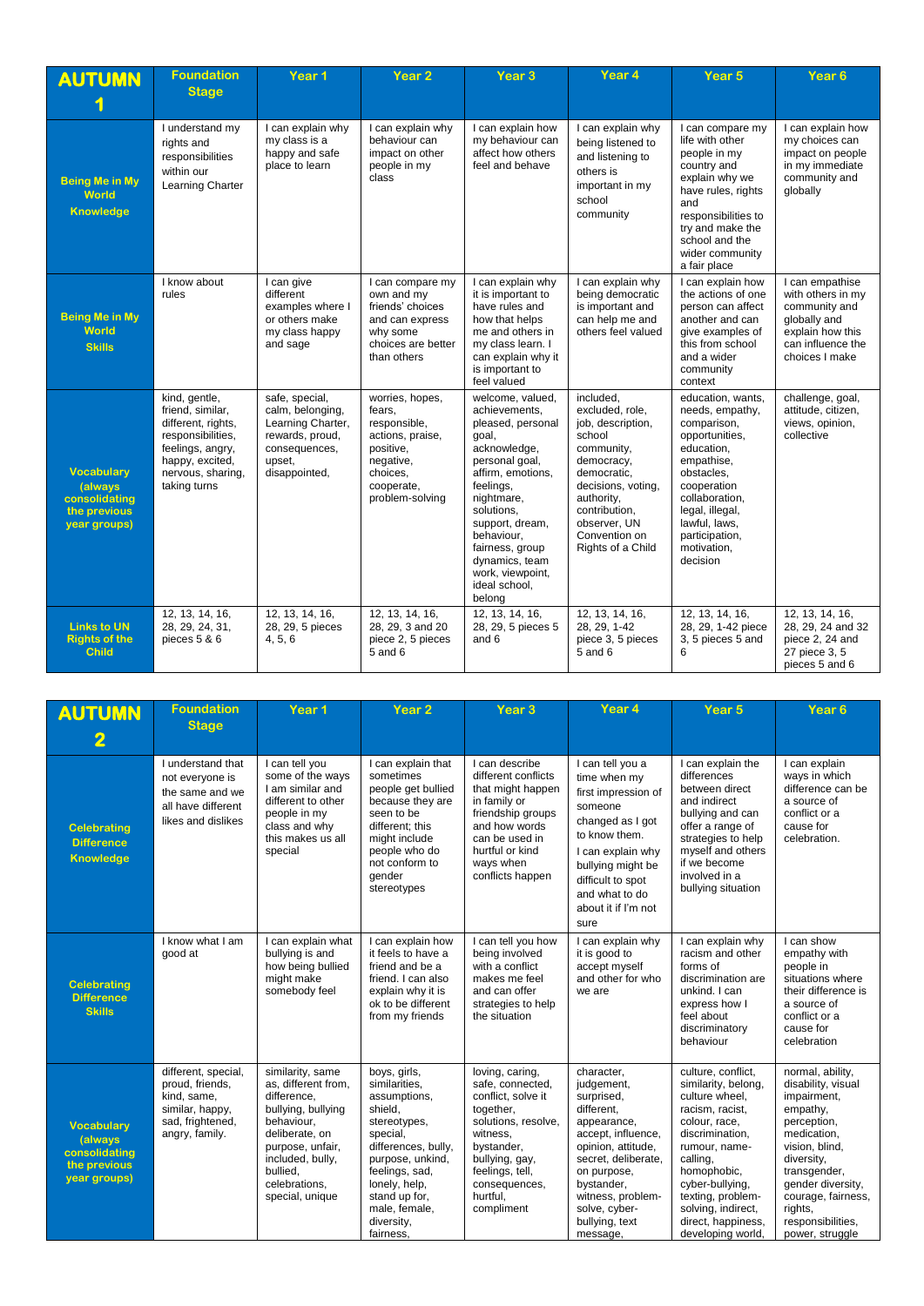| AUTUMN 1 | Foundation Stage | Year 1 | Year 2 | Year 3 | Year 4 | Year 5 | Year 6 |
|---|---|---|---|---|---|---|---|
| **Being Me in My World Knowledge** | I understand my rights and responsibilities within our Learning Charter | I can explain why my class is a happy and safe place to learn | I can explain why behaviour can impact on other people in my class | I can explain how my behaviour can affect how others feel and behave | I can explain why being listened to and listening to others is important in my school community | I can compare my life with other people in my country and explain why we have rules, rights and responsibilities to try and make the school and the wider community a fair place | I can explain how my choices can impact on people in my immediate community and globally |
| **Being Me in My World Skills** | I know about rules | I can give different examples where I or others make my class happy and sage | I can compare my own and my friends' choices and can express why some choices are better than others | I can explain why it is important to have rules and how that helps me and others in my class learn. I can explain why it is important to feel valued | I can explain why being democratic is important and can help me and others feel valued | I can explain how the actions of one person can affect another and can give examples of this from school and a wider community context | I can empathise with others in my community and globally and explain how this can influence the choices I make |
| **Vocabulary (always consolidating the previous year groups)** | kind, gentle, friend, similar, different, rights, responsibilities, feelings, angry, happy, excited, nervous, sharing, taking turns | safe, special, calm, belonging, Learning Charter, rewards, proud, consequences, upset, disappointed, | worries, hopes, fears, responsible, actions, praise, positive, negative, choices, cooperate, problem-solving | welcome, valued, achievements, pleased, personal goal, acknowledge, personal goal, affirm, emotions, feelings, nightmare, solutions, support, dream, behaviour, fairness, group dynamics, team work, viewpoint, ideal school, belong | included, excluded, role, job, description, school community, democracy, democratic, decisions, voting, authority, contribution, observer, UN Convention on Rights of a Child | education, wants, needs, empathy, comparison, opportunities, education, empathise, obstacles, cooperation collaboration, legal, illegal, lawful, laws, participation, motivation, decision | challenge, goal, attitude, citizen, views, opinion, collective |
| **Links to UN Rights of the Child** | 12, 13, 14, 16, 28, 29, 24, 31, pieces 5 & 6 | 12, 13, 14, 16, 28, 29, 5 pieces 4, 5, 6 | 12, 13, 14, 16, 28, 29, 3 and 20 piece 2, 5 pieces 5 and 6 | 12, 13, 14, 16, 28, 29, 5 pieces 5 and 6 | 12, 13, 14, 16, 28, 29, 1-42 piece 3, 5 pieces 5 and 6 | 12, 13, 14, 16, 28, 29, 1-42 piece 3, 5 pieces 5 and 6 | 12, 13, 14, 16, 28, 29, 24 and 32 piece 2, 24 and 27 piece 3, 5 pieces 5 and 6 |

| AUTUMN 2 | Foundation Stage | Year 1 | Year 2 | Year 3 | Year 4 | Year 5 | Year 6 |
|---|---|---|---|---|---|---|---|
| **Celebrating Difference Knowledge** | I understand that not everyone is the same and we all have different likes and dislikes | I can tell you some of the ways I am similar and different to other people in my class and why this makes us all special | I can explain that sometimes people get bullied because they are seen to be different; this might include people who do not conform to gender stereotypes | I can describe different conflicts that might happen in family or friendship groups and how words can be used in hurtful or kind ways when conflicts happen | I can tell you a time when my first impression of someone changed as I got to know them. I can explain why bullying might be difficult to spot and what to do about it if I'm not sure | I can explain the differences between direct and indirect bullying and can offer a range of strategies to help myself and others if we become involved in a bullying situation | I can explain ways in which difference can be a source of conflict or a cause for celebration. |
| **Celebrating Difference Skills** | I know what I am good at | I can explain what bullying is and how being bullied might make somebody feel | I can explain how it feels to have a friend and be a friend. I can also explain why it is ok to be different from my friends | I can tell you how being involved with a conflict makes me feel and can offer strategies to help the situation | I can explain why it is good to accept myself and other for who we are | I can explain why racism and other forms of discrimination are unkind. I can express how I feel about discriminatory behaviour | I can show empathy with people in situations where their difference is a source of conflict or a cause for celebration |
| **Vocabulary (always consolidating the previous year groups)** | different, special, proud, friends, kind, same, similar, happy, sad, frightened, angry, family. | similarity, same as, different from, difference, bullying, bullying behaviour, deliberate, on purpose, unfair, included, bully, bullied, celebrations, special, unique | boys, girls, similarities, assumptions, shield, stereotypes, special, differences, bully, purpose, unkind, feelings, sad, lonely, help, stand up for, male, female, diversity, fairness, | loving, caring, safe, connected, conflict, solve it together, solutions, resolve, witness, bystander, bullying, gay, feelings, tell, consequences, hurtful, compliment | character, judgement, surprised, different, appearance, accept, influence, opinion, attitude, secret, deliberate, on purpose, bystander, witness, problem-solve, cyber-bullying, text message, | culture, conflict, similarity, belong, culture wheel, racism, racist, colour, race, discrimination, rumour, name-calling, homophobic, cyber-bullying, texting, problem-solving, indirect, direct, happiness, developing world, | normal, ability, disability, visual impairment, empathy, perception, medication, vision, blind, diversity, transgender, gender diversity, courage, fairness, rights, responsibilities, power, struggle |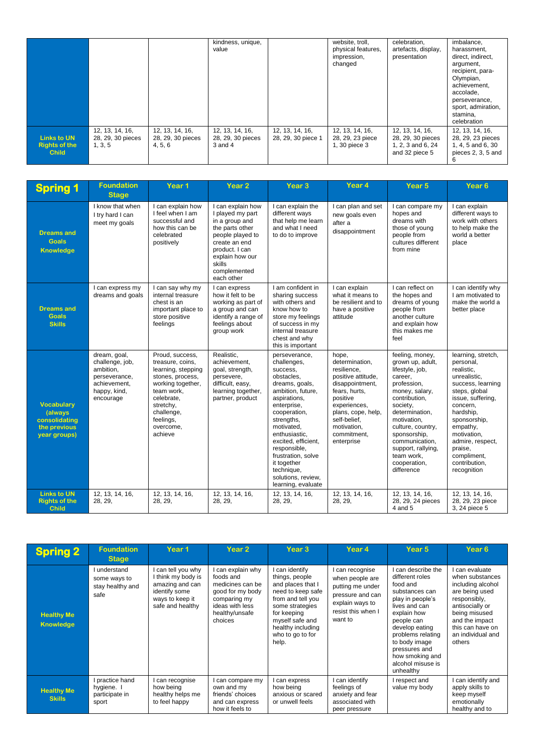| | | | | | | | |
|---|---|---|---|---|---|---|---|
| | | | kindness, unique, value | | website, troll, physical features, impression, changed | celebration, artefacts, display, presentation | imbalance, harassment, direct, indirect, argument, recipient, para-Olympian, achievement, accolade, perseverance, sport, admiration, stamina, celebration |
| **Links to UN Rights of the Child** | 12, 13, 14, 16, 28, 29, 30 pieces 1, 3, 5 | 12, 13, 14, 16, 28, 29, 30 pieces 4, 5, 6 | 12, 13, 14, 16, 28, 29, 30 pieces 3 and 4 | 12, 13, 14, 16, 28, 29, 30 piece 1 | 12, 13, 14, 16, 28, 29, 23 piece 1, 30 piece 3 | 12, 13, 14, 16, 28, 29, 30 pieces 1, 2, 3 and 6, 24 and 32 piece 5 | 12, 13, 14, 16, 28, 29, 23 pieces 1, 4, 5 and 6, 30 pieces 2, 3, 5 and 6 |

| **Spring 1** | **Foundation Stage** | **Year 1** | **Year 2** | **Year 3** | **Year 4** | **Year 5** | **Year 6** |
|---|---|---|---|---|---|---|---|
| **Dreams and Goals Knowledge** | I know that when I try hard I can meet my goals | I can explain how I feel when I am successful and how this can be celebrated positively | I can explain how I played my part in a group and the parts other people played to create an end product. I can explain how our skills complemented each other | I can explain the different ways that help me learn and what I need to do to improve | I can plan and set new goals even after a disappointment | I can compare my hopes and dreams with those of young people from cultures different from mine | I can explain different ways to work with others to help make the world a better place |
| **Dreams and Goals Skills** | I can express my dreams and goals | I can say why my internal treasure chest is an important place to store positive feelings | I can express how it felt to be working as part of a group and can identify a range of feelings about group work | I am confident in sharing success with others and know how to store my feelings of success in my internal treasure chest and why this is important | I can explain what it means to be resilient and to have a positive attitude | I can reflect on the hopes and dreams of young people from another culture and explain how this makes me feel | I can identify why I am motivated to make the world a better place |
| **Vocabulary (always consolidating the previous year groups)** | dream, goal, challenge, job, ambition, perseverance, achievement, happy, kind, encourage | Proud, success, treasure, coins, learning, stepping stones, process, working together, team work, celebrate, stretchy, challenge, feelings, overcome, achieve | Realistic, achievement, goal, strength, persevere, difficult, easy, learning together, partner, product | perseverance, challenges, success, obstacles, dreams, goals, ambition, future, aspirations, enterprise, cooperation, strengths, motivated, enthusiastic, excited, efficient, responsible, frustration, solve it together technique, solutions, review, learning, evaluate | hope, determination, resilience, positive attitude, disappointment, fears, hurts, positive experiences, plans, cope, help, self-belief, motivation, commitment, enterprise | feeling, money, grown up, adult, lifestyle, job, career, profession, money, salary, contribution, society, determination, motivation, culture, country, sponsorship, communication, support, rallying, team work, cooperation, difference | learning, stretch, personal, realistic, unrealistic, success, learning steps, global issue, suffering, concern, hardship, sponsorship, empathy, motivation, admire, respect, praise, compliment, contribution, recognition |
| **Links to UN Rights of the Child** | 12, 13, 14, 16, 28, 29, | 12, 13, 14, 16, 28, 29, | 12, 13, 14, 16, 28, 29, | 12, 13, 14, 16, 28, 29, | 12, 13, 14, 16, 28, 29, | 12, 13, 14, 16, 28, 29, 24 pieces 4 and 5 | 12, 13, 14, 16, 28, 29, 23 piece 3, 24 piece 5 |

| **Spring 2** | **Foundation Stage** | **Year 1** | **Year 2** | **Year 3** | **Year 4** | **Year 5** | **Year 6** |
|---|---|---|---|---|---|---|---|
| **Healthy Me Knowledge** | I understand some ways to stay healthy and safe | I can tell you why I think my body is amazing and can identify some ways to keep it safe and healthy | I can explain why foods and medicines can be good for my body comparing my ideas with less healthy/unsafe choices | I can identify things, people and places that I need to keep safe from and tell you some strategies for keeping myself safe and healthy including who to go to for help. | I can recognise when people are putting me under pressure and can explain ways to resist this when I want to | I can describe the different roles food and substances can play in people's lives and can explain how people can develop eating problems relating to body image pressures and how smoking and alcohol misuse is unhealthy | I can evaluate when substances including alcohol are being used responsibly, antisocially or being misused and the impact this can have on an individual and others |
| **Healthy Me Skills** | I practice hand hygiene. I participate in sport | I can recognise how being healthy helps me to feel happy | I can compare my own and my friends' choices and can express how it feels to | I can express how being anxious or scared or unwell feels | I can identify feelings of anxiety and fear associated with peer pressure | I respect and value my body | I can identify and apply skills to keep myself emotionally healthy and to |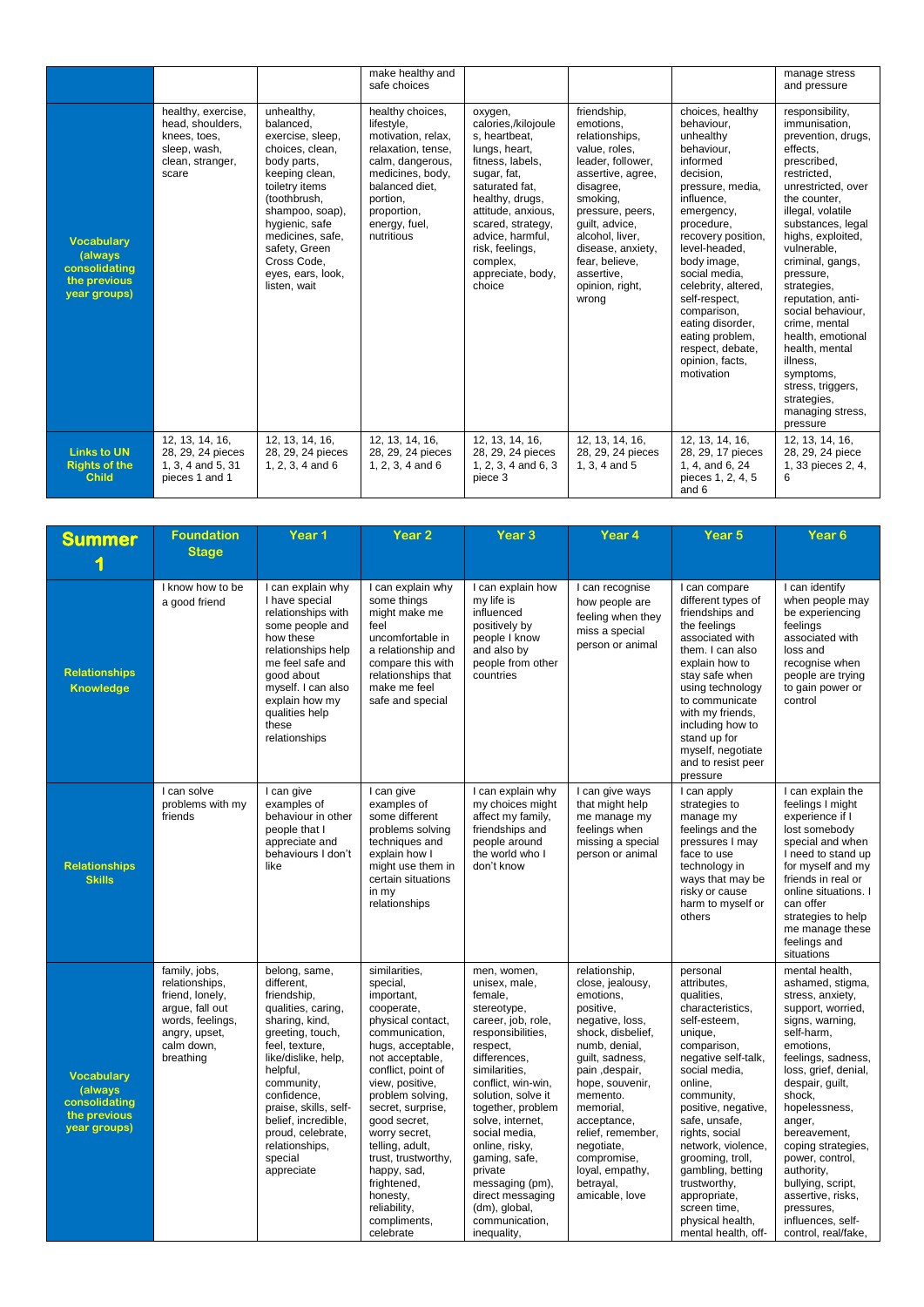| | | | | | | | |
|---|---|---|---|---|---|---|---|
| | | | make healthy and safe choices | | | | manage stress and pressure |
| **Vocabulary (always consolidating the previous year groups)** | healthy, exercise, head, shoulders, knees, toes, sleep, wash, clean, stranger, scare | unhealthy, balanced, exercise, sleep, choices, clean, body parts, keeping clean, toiletry items (toothbrush, shampoo, soap), hygienic, safe medicines, safe, safety, Green Cross Code, eyes, ears, look, listen, wait | healthy choices, lifestyle, motivation, relax, relaxation, tense, calm, dangerous, medicines, body, balanced diet, portion, proportion, energy, fuel, nutritious | oxygen, calories,/kilojoules, heartbeat, lungs, heart, fitness, labels, sugar, fat, saturated fat, healthy, drugs, attitude, anxious, scared, strategy, advice, harmful, risk, feelings, complex, appreciate, body, choice | friendship, emotions, relationships, value, roles, leader, follower, assertive, agree, disagree, smoking, pressure, peers, guilt, advice, alcohol, liver, disease, anxiety, fear, believe, assertive, opinion, right, wrong | choices, healthy behaviour, unhealthy behaviour, informed decision, pressure, media, influence, emergency, procedure, recovery position, level-headed, body image, social media, celebrity, altered, self-respect, comparison, eating disorder, eating problem, respect, debate, opinion, facts, motivation | responsibility, immunisation, prevention, drugs, effects, prescribed, restricted, unrestricted, over the counter, illegal, volatile substances, legal highs, exploited, vulnerable, criminal, gangs, pressure, strategies, reputation, anti-social behaviour, crime, mental health, emotional health, mental illness, symptoms, stress, triggers, strategies, managing stress, pressure |
| **Links to UN Rights of the Child** | 12, 13, 14, 16, 28, 29, 24 pieces 1, 3, 4 and 5, 31 pieces 1 and 1 | 12, 13, 14, 16, 28, 29, 24 pieces 1, 2, 3, 4 and 6 | 12, 13, 14, 16, 28, 29, 24 pieces 1, 2, 3, 4 and 6 | 12, 13, 14, 16, 28, 29, 24 pieces 1, 2, 3, 4 and 6, 3 piece 3 | 12, 13, 14, 16, 28, 29, 24 pieces 1, 3, 4 and 5 | 12, 13, 14, 16, 28, 29, 17 pieces 1, 4, and 6, 24 pieces 1, 2, 4, 5 and 6 | 12, 13, 14, 16, 28, 29, 24 piece 1, 33 pieces 2, 4, 6 |

| **Summer 1** | **Foundation Stage** | **Year 1** | **Year 2** | **Year 3** | **Year 4** | **Year 5** | **Year 6** |
|---|---|---|---|---|---|---|---|
| **Relationships Knowledge** | I know how to be a good friend | I can explain why I have special relationships with some people and how these relationships help me feel safe and good about myself. I can also explain how my qualities help these relationships | I can explain why some things might make me feel uncomfortable in a relationship and compare this with relationships that make me feel safe and special | I can explain how my life is influenced positively by people I know and also by people from other countries | I can recognise how people are feeling when they miss a special person or animal | I can compare different types of friendships and the feelings associated with them. I can also explain how to stay safe when using technology to communicate with my friends, including how to stand up for myself, negotiate and to resist peer pressure | I can identify when people may be experiencing feelings associated with loss and recognise when people are trying to gain power or control |
| **Relationships Skills** | I can solve problems with my friends | I can give examples of behaviour in other people that I appreciate and behaviours I don't like | I can give examples of some different problems solving techniques and explain how I might use them in certain situations in my relationships | I can explain why my choices might affect my family, friendships and people around the world who I don't know | I can give ways that might help me manage my feelings when missing a special person or animal | I can apply strategies to manage my feelings and the pressures I may face to use technology in ways that may be risky or cause harm to myself or others | I can explain the feelings I might experience if I lost somebody special and when I need to stand up for myself and my friends in real or online situations. I can offer strategies to help me manage these feelings and situations |
| **Vocabulary (always consolidating the previous year groups)** | family, jobs, relationships, friend, lonely, argue, fall out words, feelings, angry, upset, calm down, breathing | belong, same, different, friendship, qualities, caring, sharing, kind, greeting, touch, feel, texture, like/dislike, help, helpful, community, confidence, praise, skills, self-belief, incredible, proud, celebrate, relationships, special appreciate | similarities, special, important, cooperate, physical contact, communication, hugs, acceptable, not acceptable, conflict, point of view, positive, problem solving, secret, surprise, good secret, worry secret, telling, adult, trust, trustworthy, happy, sad, frightened, honesty, reliability, compliments, celebrate | men, women, unisex, male, female, stereotype, career, job, role, responsibilities, respect, differences, similarities, conflict, win-win, solution, solve it together, problem solve, internet, social media, online, risky, gaming, safe, private messaging (pm), direct messaging (dm), global, communication, inequality, | relationship, close, jealousy, emotions, positive, negative, loss, shock, disbelief, numb, denial, guilt, sadness, pain ,despair, hope, souvenir, memento. memorial, acceptance, relief, remember, negotiate, compromise, loyal, empathy, betrayal, amicable, love | personal attributes, qualities, characteristics, self-esteem, unique, comparison, negative self-talk, social media, online, community, positive, negative, safe, unsafe, rights, social network, violence, grooming, troll, gambling, betting trustworthy, appropriate, screen time, physical health, mental health, off- | mental health, ashamed, stigma, stress, anxiety, support, worried, signs, warning, self-harm, emotions, feelings, sadness, loss, grief, denial, despair, guilt, shock, hopelessness, anger, bereavement, coping strategies, power, control, authority, bullying, script, assertive, risks, pressures, influences, self-control, real/fake, |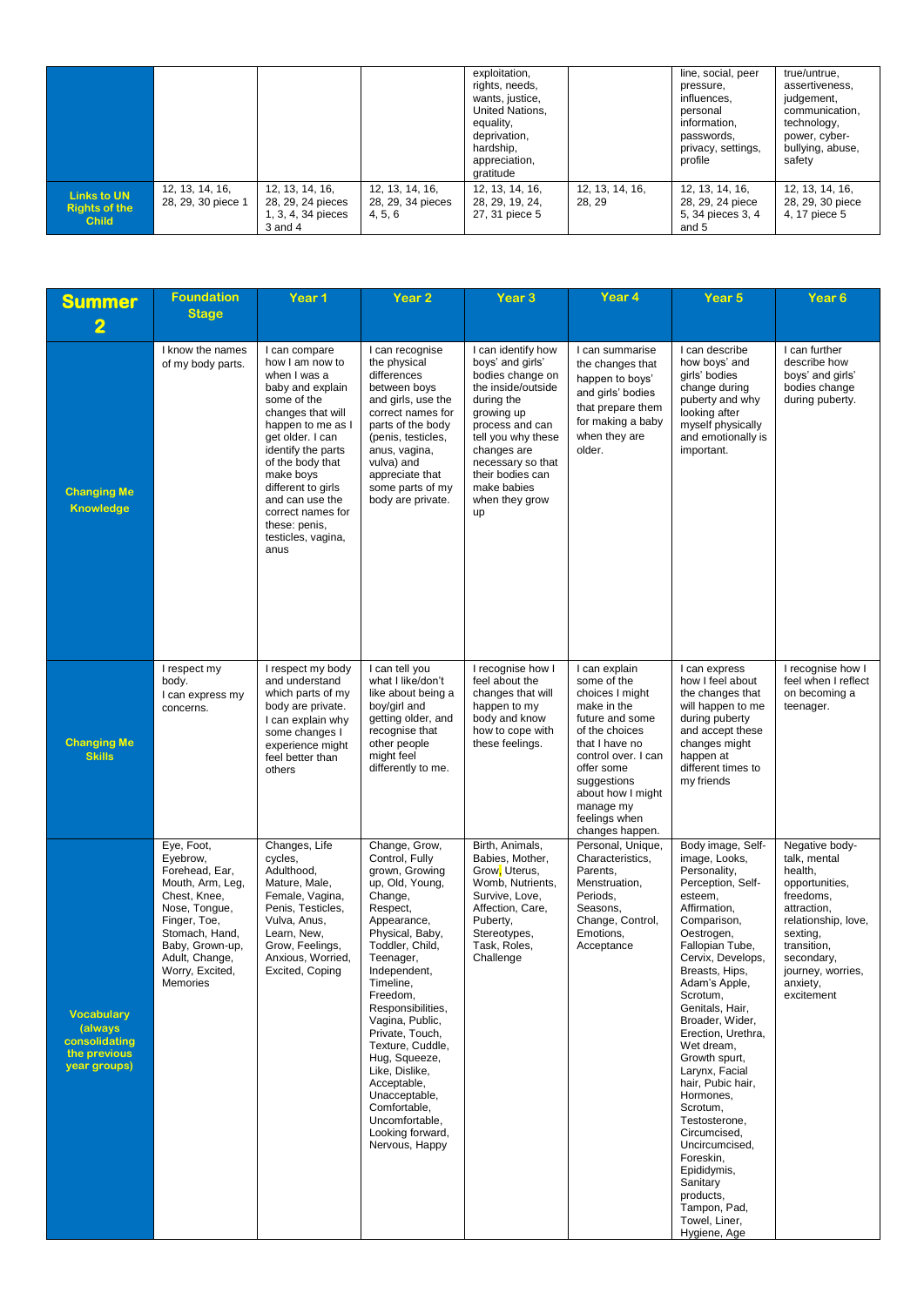| | | | | | | | |
|---|---|---|---|---|---|---|---|
| | | | | exploitation, rights, needs, wants, justice, United Nations, equality, deprivation, hardship, appreciation, gratitude | | line, social, peer pressure, influences, personal information, passwords, privacy, settings, profile | true/untrue, assertiveness, judgement, communication, technology, power, cyber-bullying, abuse, safety |
| **Links to UN Rights of the Child** | 12, 13, 14, 16, 28, 29, 30 piece 1 | 12, 13, 14, 16, 28, 29, 24 pieces 1, 3, 4, 34 pieces 3 and 4 | 12, 13, 14, 16, 28, 29, 34 pieces 4, 5, 6 | 12, 13, 14, 16, 28, 29, 19, 24, 27, 31 piece 5 | 12, 13, 14, 16, 28, 29 | 12, 13, 14, 16, 28, 29, 24 piece 5, 34 pieces 3, 4 and 5 | 12, 13, 14, 16, 28, 29, 30 piece 4, 17 piece 5 |

| **Summer 2** | **Foundation Stage** | **Year 1** | **Year 2** | **Year 3** | **Year 4** | **Year 5** | **Year 6** |
|---|---|---|---|---|---|---|---|
| **Changing Me Knowledge** | I know the names of my body parts. | I can compare how I am now to when I was a baby and explain some of the changes that will happen to me as I get older. I can identify the parts of the body that make boys different to girls and can use the correct names for these: penis, testicles, vagina, anus | I can recognise the physical differences between boys and girls, use the correct names for parts of the body (penis, testicles, anus, vagina, vulva) and appreciate that some parts of my body are private. | I can identify how boys' and girls' bodies change on the inside/outside during the growing up process and can tell you why these changes are necessary so that their bodies can make babies when they grow up | I can summarise the changes that happen to boys' and girls' bodies that prepare them for making a baby when they are older. | I can describe how boys' and girls' bodies change during puberty and why looking after myself physically and emotionally is important. | I can further describe how boys' and girls' bodies change during puberty. |
| **Changing Me Skills** | I respect my body. I can express my concerns. | I respect my body and understand which parts of my body are private. I can explain why some changes I experience might feel better than others | I can tell you what I like/don't like about being a boy/girl and getting older, and recognise that other people might feel differently to me. | I recognise how I feel about the changes that will happen to my body and know how to cope with these feelings. | I can explain some of the choices I might make in the future and some of the choices that I have no control over. I can offer some suggestions about how I might manage my feelings when changes happen. | I can express how I feel about the changes that will happen to me during puberty and accept these changes might happen at different times to my friends | I recognise how I feel when I reflect on becoming a teenager. |
| **Vocabulary (always consolidating the previous year groups)** | Eye, Foot, Eyebrow, Forehead, Ear, Mouth, Arm, Leg, Chest, Knee, Nose, Tongue, Finger, Toe, Stomach, Hand, Baby, Grown-up, Adult, Change, Worry, Excited, Memories | Changes, Life cycles, Adulthood, Mature, Male, Female, Vagina, Penis, Testicles, Vulva, Anus, Learn, New, Grow, Feelings, Anxious, Worried, Excited, Coping | Change, Grow, Control, Fully grown, Growing up, Old, Young, Change, Respect, Appearance, Physical, Baby, Toddler, Child, Teenager, Independent, Timeline, Freedom, Responsibilities, Vagina, Public, Private, Touch, Texture, Cuddle, Hug, Squeeze, Like, Dislike, Acceptable, Unacceptable, Comfortable, Uncomfortable, Looking forward, Nervous, Happy | Birth, Animals, Babies, Mother, Grow, Uterus, Womb, Nutrients, Survive, Love, Affection, Care, Puberty, Stereotypes, Task, Roles, Challenge | Personal, Unique, Characteristics, Parents, Menstruation, Periods, Seasons, Change, Control, Emotions, Acceptance | Body image, Self-image, Looks, Personality, Perception, Self-esteem, Affirmation, Comparison, Oestrogen, Fallopian Tube, Cervix, Develops, Breasts, Hips, Adam's Apple, Scrotum, Genitals, Hair, Broader, Wider, Erection, Urethra, Wet dream, Growth spurt, Larynx, Facial hair, Pubic hair, Hormones, Scrotum, Testosterone, Circumcised, Uncircumcised, Foreskin, Epididymis, Sanitary products, Tampon, Pad, Towel, Liner, Hygiene, Age | Negative body-talk, mental health, opportunities, freedoms, attraction, relationship, love, sexting, transition, secondary, journey, worries, anxiety, excitement |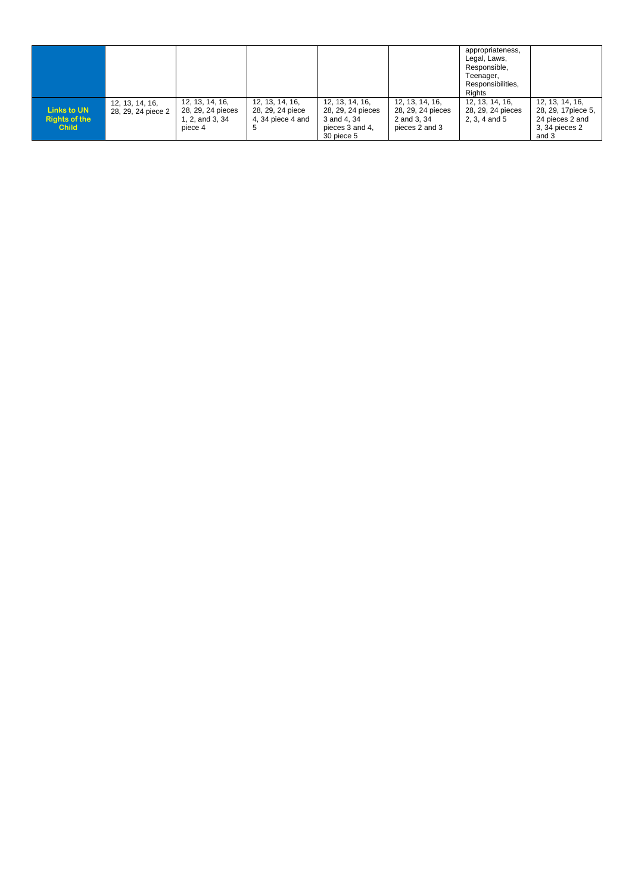| | | | | | | | |
|---|---|---|---|---|---|---|---|
| | | | | | | appropriateness, Legal, Laws, Responsible, Teenager, Responsibilities, Rights | |
| **Links to UN Rights of the Child** | 12, 13, 14, 16, 28, 29, 24 piece 2 | 12, 13, 14, 16, 28, 29, 24 pieces 1, 2, and 3, 34 piece 4 | 12, 13, 14, 16, 28, 29, 24 piece 4, 34 piece 4 and 5 | 12, 13, 14, 16, 28, 29, 24 pieces 3 and 4, 34 pieces 3 and 4, 30 piece 5 | 12, 13, 14, 16, 28, 29, 24 pieces 2 and 3, 34 pieces 2 and 3 | 12, 13, 14, 16, 28, 29, 24 pieces 2, 3, 4 and 5 | 12, 13, 14, 16, 28, 29, 17piece 5, 24 pieces 2 and 3, 34 pieces 2 and 3 |